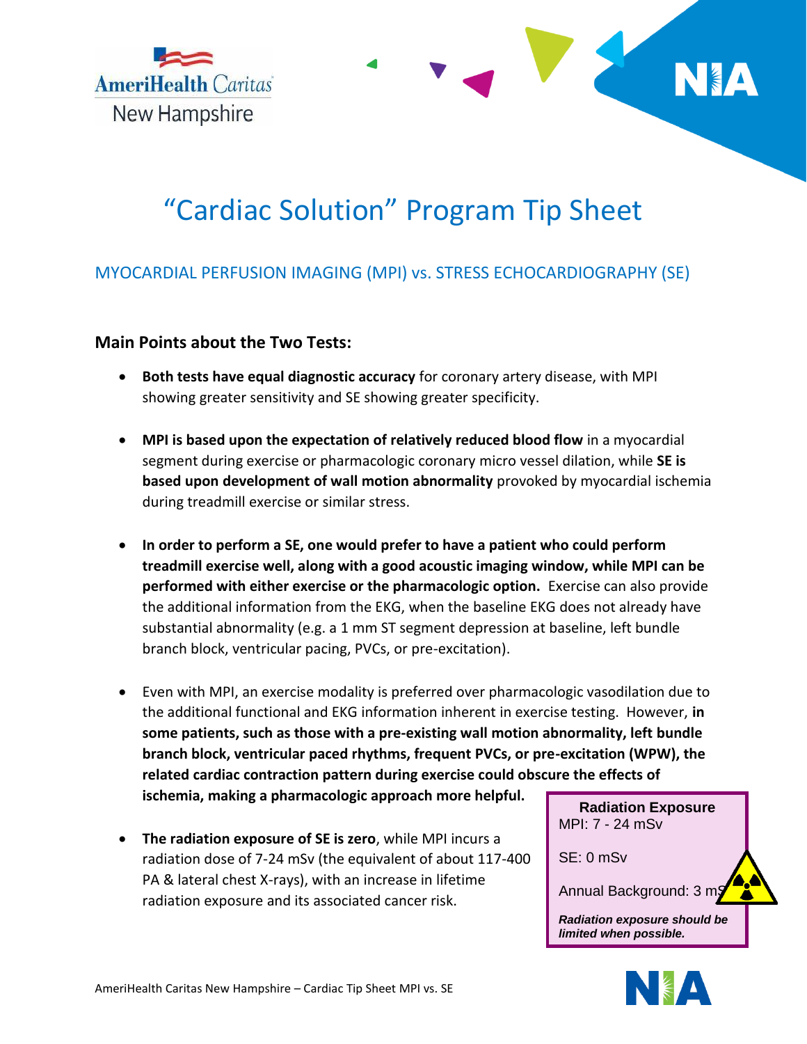# "Cardiac Solution" Program Tip Sheet

## MYOCARDIAL PERFUSION IMAGING (MPI) vs. STRESS ECHOCARDIOGRAPHY (SE)

### Main Points about the Two Tests:

- **Both tests have equal diagnostic accuracy** for coronary artery disease, with MPI showing greater sensitivity and SE showing greater specificity.

- **MPI is based upon the expectation of relatively reduced blood flow** in a myocardial segment during exercise or pharmacologic coronary micro vessel dilation, while **SE is based upon development of wall motion abnormality** provoked by myocardial ischemia during treadmill exercise or similar stress.

- **In order to perform a SE, one would prefer to have a patient who could perform treadmill exercise well, along with a good acoustic imaging window, while MPI can be performed with either exercise or the pharmacologic option.** Exercise can also provide the additional information from the EKG, when the baseline EKG does not already have substantial abnormality (e.g. a 1 mm ST segment depression at baseline, left bundle branch block, ventricular pacing, PVCs, or pre-excitation).

- Even with MPI, an exercise modality is preferred over pharmacologic vasodilation due to the additional functional and EKG information inherent in exercise testing. However, **in some patients, such as those with a pre-existing wall motion abnormality, left bundle branch block, ventricular paced rhythms, frequent PVCs, or pre-excitation (WPW), the related cardiac contraction pattern during exercise could obscure the effects of ischemia, making a pharmacologic approach more helpful.**

- **The radiation exposure of SE is zero**, while MPI incurs a radiation dose of 7-24 mSv (the equivalent of about 117-400 PA & lateral chest X-rays), with an increase in lifetime radiation exposure and its associated cancer risk.

**Radiation Exposure**

MPI: 7 - 24 mSv

SE: 0 mSv

Annual Background: 3 mSv

***Radiation exposure should be limited when possible.***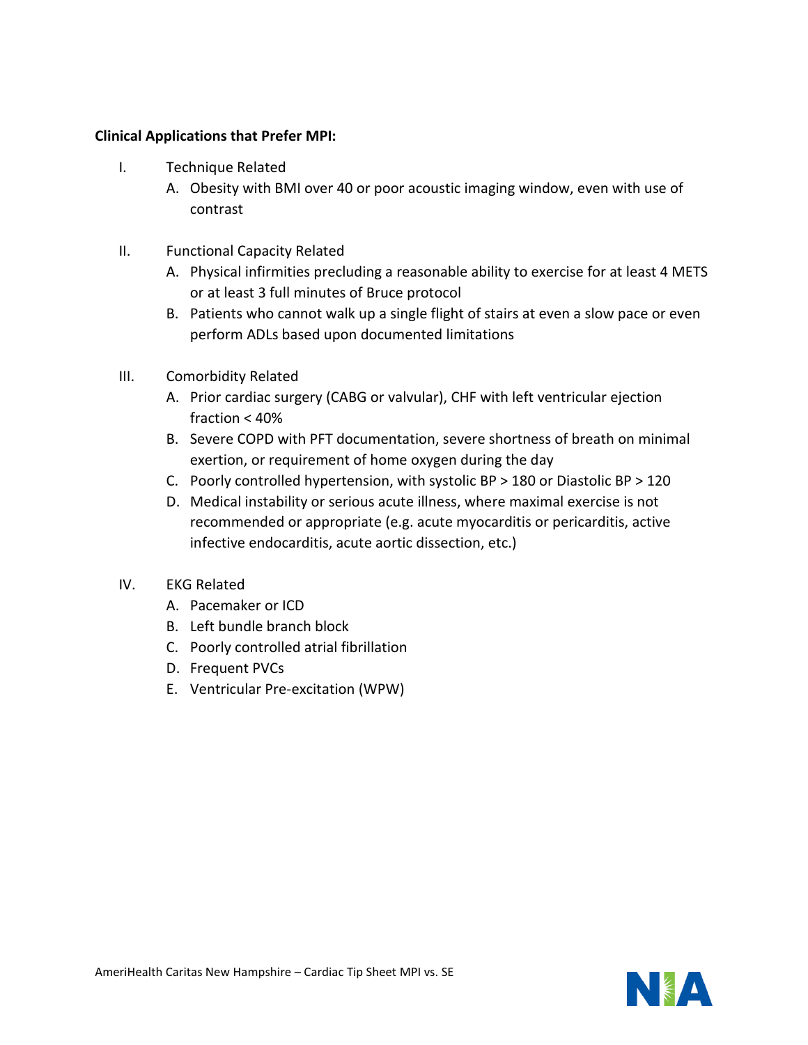**Clinical Applications that Prefer MPI:**

I. Technique Related
   A. Obesity with BMI over 40 or poor acoustic imaging window, even with use of contrast

II. Functional Capacity Related
   A. Physical infirmities precluding a reasonable ability to exercise for at least 4 METS or at least 3 full minutes of Bruce protocol
   B. Patients who cannot walk up a single flight of stairs at even a slow pace or even perform ADLs based upon documented limitations

III. Comorbidity Related
   A. Prior cardiac surgery (CABG or valvular), CHF with left ventricular ejection fraction < 40%
   B. Severe COPD with PFT documentation, severe shortness of breath on minimal exertion, or requirement of home oxygen during the day
   C. Poorly controlled hypertension, with systolic BP > 180 or Diastolic BP > 120
   D. Medical instability or serious acute illness, where maximal exercise is not recommended or appropriate (e.g. acute myocarditis or pericarditis, active infective endocarditis, acute aortic dissection, etc.)

IV. EKG Related
   A. Pacemaker or ICD
   B. Left bundle branch block
   C. Poorly controlled atrial fibrillation
   D. Frequent PVCs
   E. Ventricular Pre-excitation (WPW)